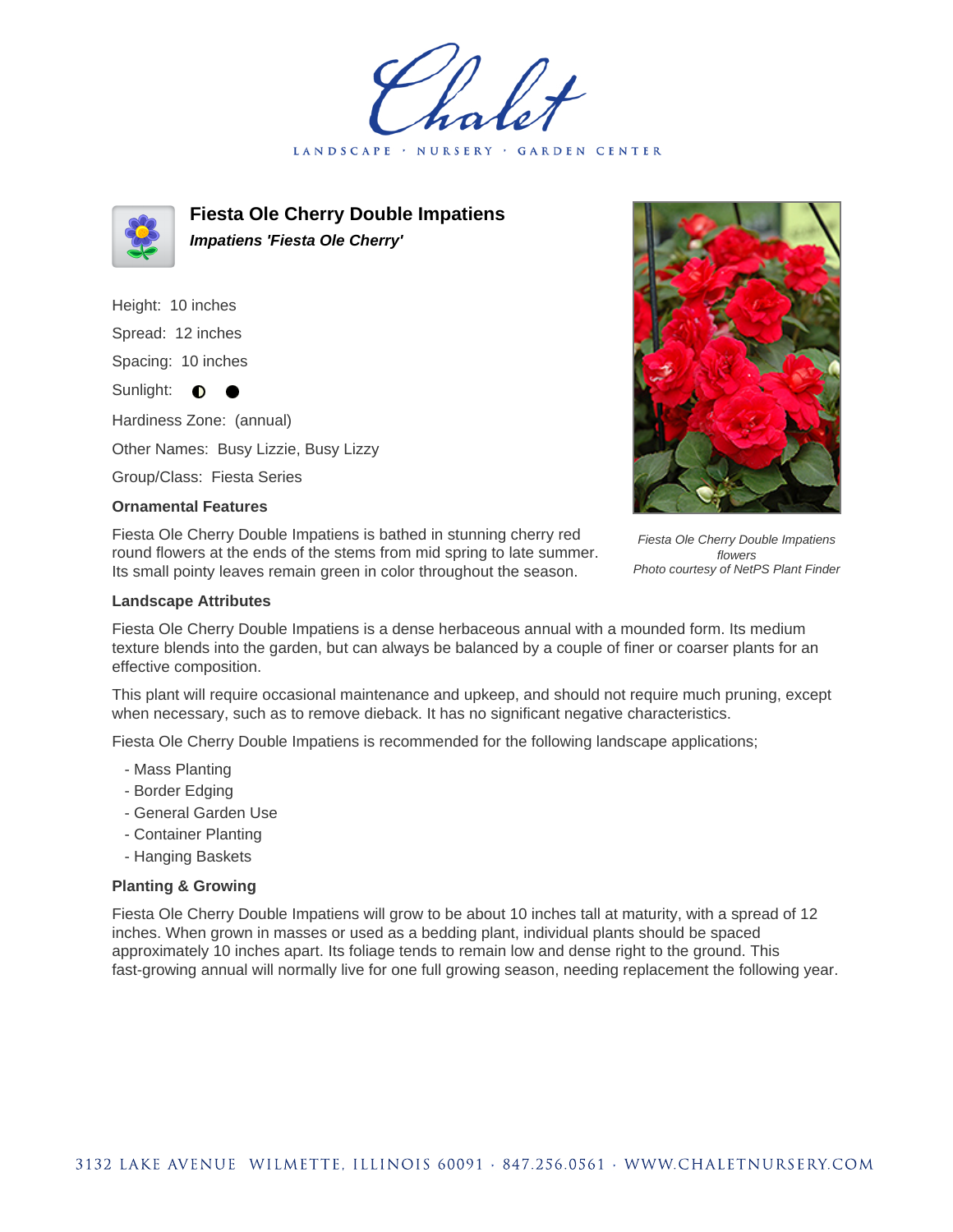# Fiesta Ole Cherry Double Impatiens

***Impatiens 'Fiesta Ole Cherry'***

Height: 10 inches

Spread: 12 inches

Spacing: 10 inches

Sunlight: ◐ ●

Hardiness Zone: (annual)

Other Names: Busy Lizzie, Busy Lizzy

Group/Class: Fiesta Series

### Ornamental Features

Fiesta Ole Cherry Double Impatiens is bathed in stunning cherry red round flowers at the ends of the stems from mid spring to late summer. Its small pointy leaves remain green in color throughout the season.

*Fiesta Ole Cherry Double Impatiens flowers*
*Photo courtesy of NetPS Plant Finder*

### Landscape Attributes

Fiesta Ole Cherry Double Impatiens is a dense herbaceous annual with a mounded form. Its medium texture blends into the garden, but can always be balanced by a couple of finer or coarser plants for an effective composition.

This plant will require occasional maintenance and upkeep, and should not require much pruning, except when necessary, such as to remove dieback. It has no significant negative characteristics.

Fiesta Ole Cherry Double Impatiens is recommended for the following landscape applications;

- Mass Planting
- Border Edging
- General Garden Use
- Container Planting
- Hanging Baskets

### Planting & Growing

Fiesta Ole Cherry Double Impatiens will grow to be about 10 inches tall at maturity, with a spread of 12 inches. When grown in masses or used as a bedding plant, individual plants should be spaced approximately 10 inches apart. Its foliage tends to remain low and dense right to the ground. This fast-growing annual will normally live for one full growing season, needing replacement the following year.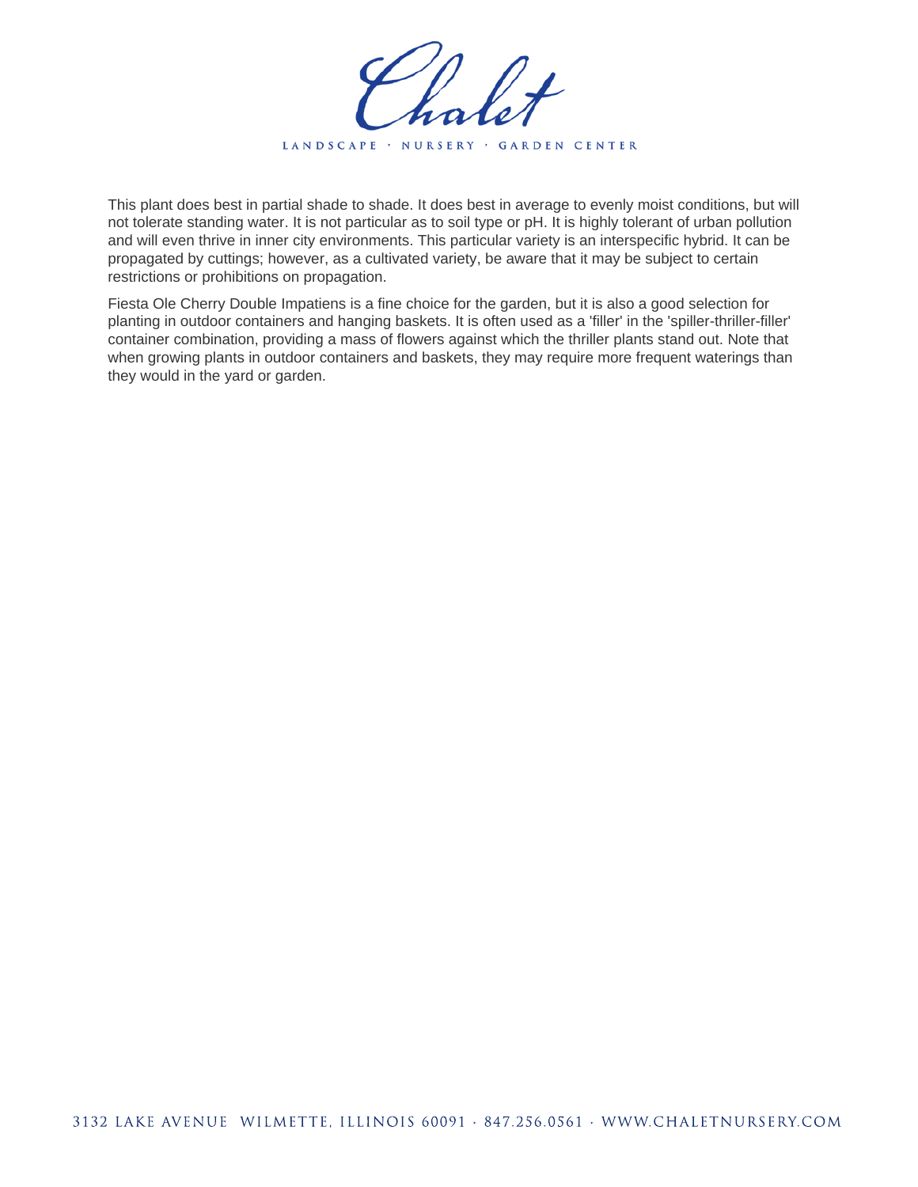This plant does best in partial shade to shade. It does best in average to evenly moist conditions, but will not tolerate standing water. It is not particular as to soil type or pH. It is highly tolerant of urban pollution and will even thrive in inner city environments. This particular variety is an interspecific hybrid. It can be propagated by cuttings; however, as a cultivated variety, be aware that it may be subject to certain restrictions or prohibitions on propagation.

Fiesta Ole Cherry Double Impatiens is a fine choice for the garden, but it is also a good selection for planting in outdoor containers and hanging baskets. It is often used as a 'filler' in the 'spiller-thriller-filler' container combination, providing a mass of flowers against which the thriller plants stand out. Note that when growing plants in outdoor containers and baskets, they may require more frequent waterings than they would in the yard or garden.